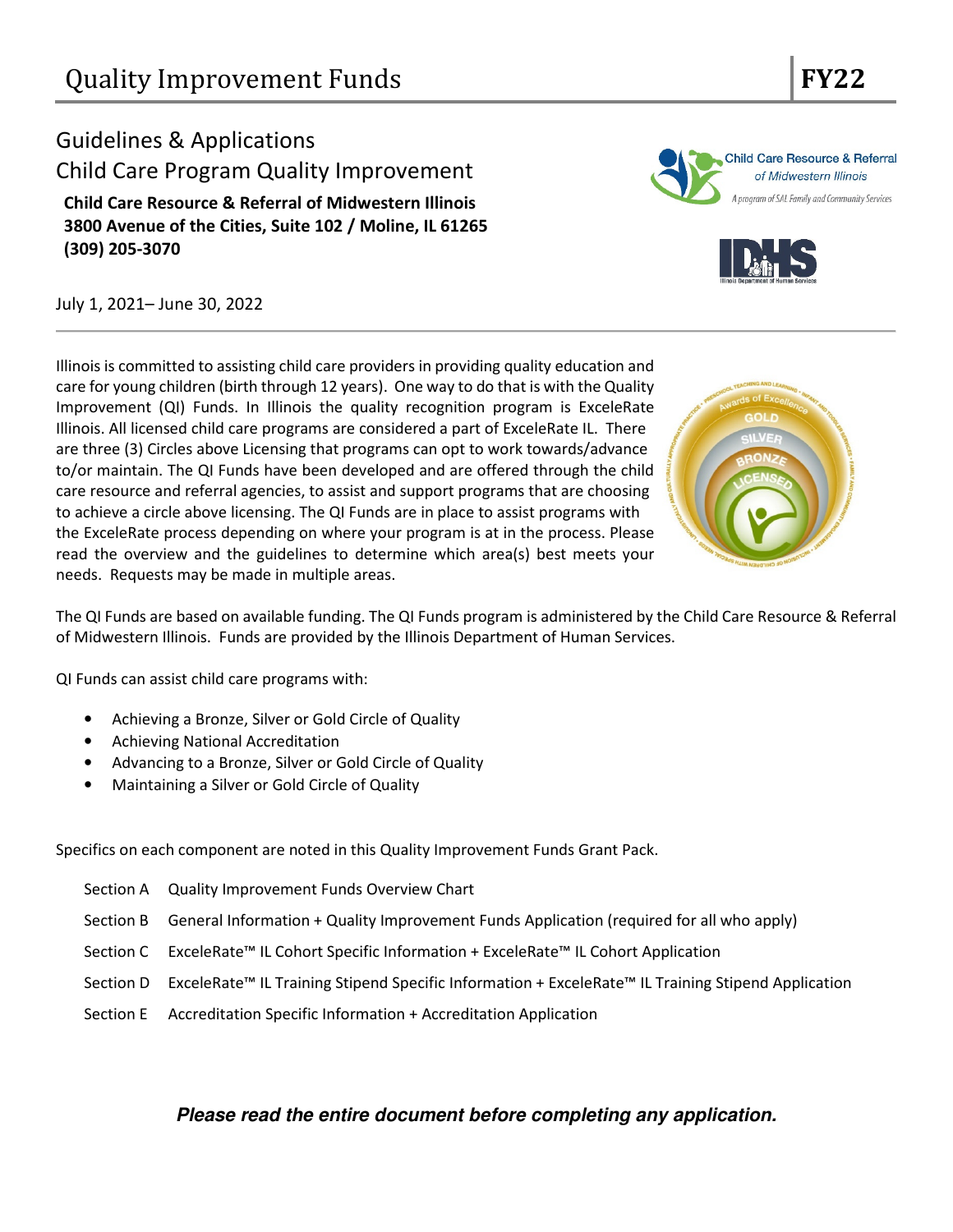# Quality Improvement Funds FY22

## Guidelines & Applications
## Child Care Program Quality Improvement

**Child Care Resource & Referral of Midwestern Illinois**
**3800 Avenue of the Cities, Suite 102 / Moline, IL 61265**
**(309) 205-3070**

July 1, 2021– June 30, 2022

Illinois is committed to assisting child care providers in providing quality education and care for young children (birth through 12 years). One way to do that is with the Quality Improvement (QI) Funds. In Illinois the quality recognition program is ExceleRate Illinois. All licensed child care programs are considered a part of ExceleRate IL. There are three (3) Circles above Licensing that programs can opt to work towards/advance to/or maintain. The QI Funds have been developed and are offered through the child care resource and referral agencies, to assist and support programs that are choosing to achieve a circle above licensing. The QI Funds are in place to assist programs with the ExceleRate process depending on where your program is at in the process. Please read the overview and the guidelines to determine which area(s) best meets your needs. Requests may be made in multiple areas.

The QI Funds are based on available funding. The QI Funds program is administered by the Child Care Resource & Referral of Midwestern Illinois. Funds are provided by the Illinois Department of Human Services.

QI Funds can assist child care programs with:

- Achieving a Bronze, Silver or Gold Circle of Quality
- Achieving National Accreditation
- Advancing to a Bronze, Silver or Gold Circle of Quality
- Maintaining a Silver or Gold Circle of Quality

Specifics on each component are noted in this Quality Improvement Funds Grant Pack.

| | |
|---|---|
| Section A | Quality Improvement Funds Overview Chart |
| Section B | General Information + Quality Improvement Funds Application (required for all who apply) |
| Section C | ExceleRate™ IL Cohort Specific Information + ExceleRate™ IL Cohort Application |
| Section D | ExceleRate™ IL Training Stipend Specific Information + ExceleRate™ IL Training Stipend Application |
| Section E | Accreditation Specific Information + Accreditation Application |

***Please read the entire document before completing any application.***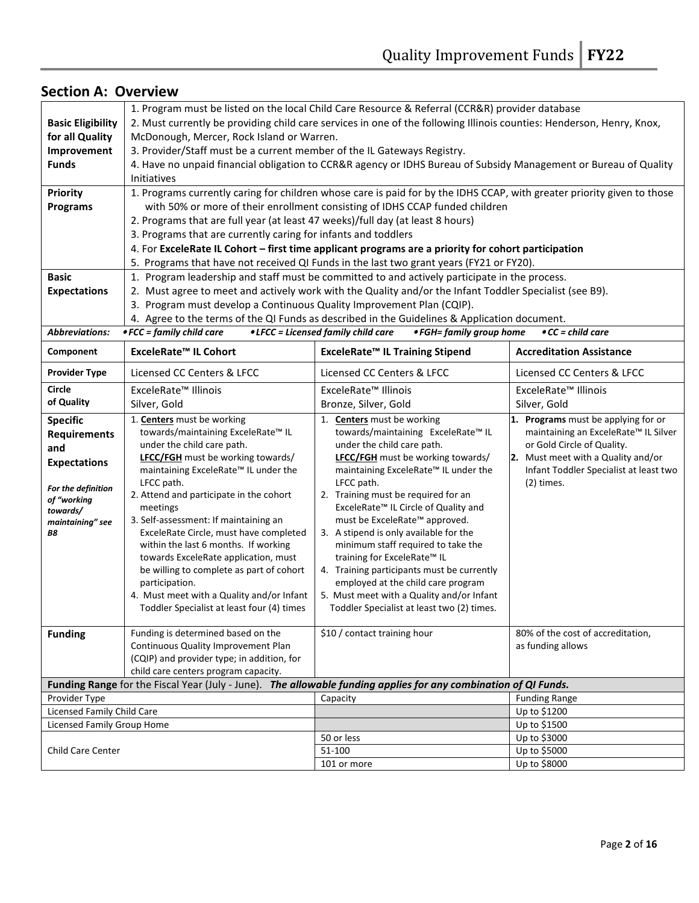## Section A: Overview

| | |
|---|---|
| **Basic Eligibility for all Quality Improvement Funds** | 1. Program must be listed on the local Child Care Resource & Referral (CCR&R) provider database<br>2. Must currently be providing child care services in one of the following Illinois counties: Henderson, Henry, Knox, McDonough, Mercer, Rock Island or Warren.<br>3. Provider/Staff must be a current member of the IL Gateways Registry.<br>4. Have no unpaid financial obligation to CCR&R agency or IDHS Bureau of Subsidy Management or Bureau of Quality Initiatives |
| **Priority Programs** | 1. Programs currently caring for children whose care is paid for by the IDHS CCAP, with greater priority given to those with 50% or more of their enrollment consisting of IDHS CCAP funded children<br>2. Programs that are full year (at least 47 weeks)/full day (at least 8 hours)<br>3. Programs that are currently caring for infants and toddlers<br>4. For **ExceleRate IL Cohort – first time applicant programs are a priority for cohort participation**<br>5. Programs that have not received QI Funds in the last two grant years (FY21 or FY20). |
| **Basic Expectations** | 1. Program leadership and staff must be committed to and actively participate in the process.<br>2. Must agree to meet and actively work with the Quality and/or the Infant Toddler Specialist (see B9).<br>3. Program must develop a Continuous Quality Improvement Plan (CQIP).<br>4. Agree to the terms of the QI Funds as described in the Guidelines & Application document. |
| ***Abbreviations:*** | ***• FCC = family child care • LFCC = Licensed family child care • FGH= family group home • CC = child care*** |

| **Component** | **ExceleRate™ IL Cohort** | **ExceleRate™ IL Training Stipend** | **Accreditation Assistance** |
|---|---|---|---|
| **Provider Type** | Licensed CC Centers & LFCC | Licensed CC Centers & LFCC | Licensed CC Centers & LFCC |
| **Circle of Quality** | ExceleRate™ Illinois<br>Silver, Gold | ExceleRate™ Illinois<br>Bronze, Silver, Gold | ExceleRate™ Illinois<br>Silver, Gold |
| **Specific Requirements and Expectations**<br><br>***For the definition of "working towards/ maintaining" see B8*** | 1. **Centers** must be working towards/maintaining ExceleRate™ IL under the child care path.<br>**LFCC/FGH** must be working towards/ maintaining ExceleRate™ IL under the LFCC path.<br>2. Attend and participate in the cohort meetings<br>3. Self-assessment: If maintaining an ExceleRate Circle, must have completed within the last 6 months. If working towards ExceleRate application, must be willing to complete as part of cohort participation.<br>4. Must meet with a Quality and/or Infant Toddler Specialist at least four (4) times | 1. **Centers** must be working towards/maintaining ExceleRate™ IL under the child care path.<br>**LFCC/FGH** must be working towards/ maintaining ExceleRate™ IL under the LFCC path.<br>2. Training must be required for an ExceleRate™ IL Circle of Quality and must be ExceleRate™ approved.<br>3. A stipend is only available for the minimum staff required to take the training for ExceleRate™ IL<br>4. Training participants must be currently employed at the child care program<br>5. Must meet with a Quality and/or Infant Toddler Specialist at least two (2) times. | 1. **Programs** must be applying for or maintaining an ExceleRate™ IL Silver or Gold Circle of Quality.<br>2. Must meet with a Quality and/or Infant Toddler Specialist at least two (2) times. |
| **Funding** | Funding is determined based on the Continuous Quality Improvement Plan (CQIP) and provider type; in addition, for child care centers program capacity. | $10 / contact training hour | 80% of the cost of accreditation, as funding allows |

**Funding Range** for the Fiscal Year (July - June). ***The allowable funding applies for any combination of QI Funds.***

| Provider Type | Capacity | Funding Range |
|---|---|---|
| Licensed Family Child Care | | Up to $1200 |
| Licensed Family Group Home | | Up to $1500 |
| Child Care Center | 50 or less | Up to $3000 |
| | 51-100 | Up to $5000 |
| | 101 or more | Up to $8000 |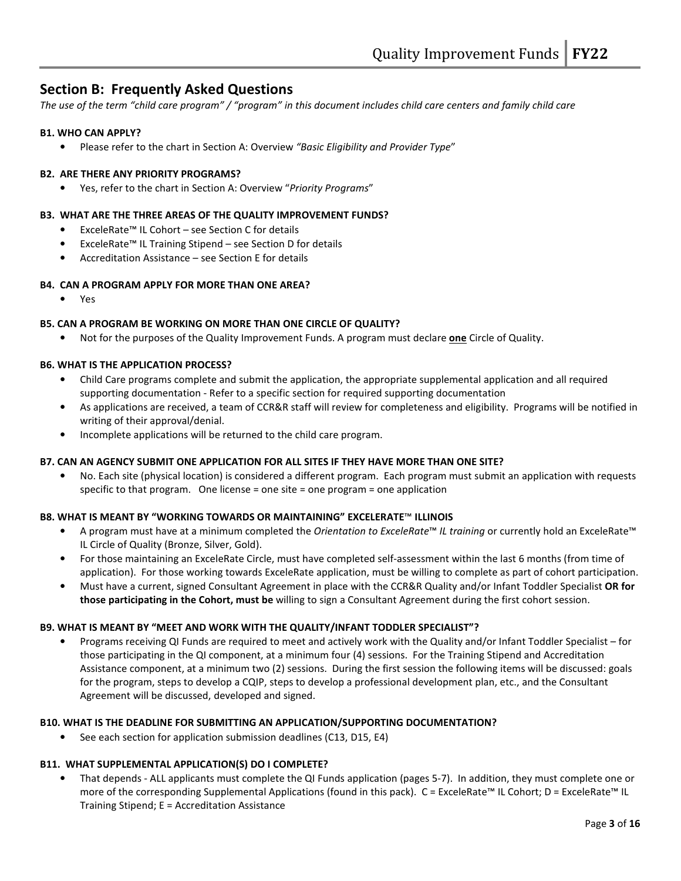## Section B: Frequently Asked Questions

*The use of the term "child care program" / "program" in this document includes child care centers and family child care*

#### B1. WHO CAN APPLY?

- Please refer to the chart in Section A: Overview *"Basic Eligibility and Provider Type"*

#### B2. ARE THERE ANY PRIORITY PROGRAMS?

- Yes, refer to the chart in Section A: Overview "*Priority Programs*"

#### B3. WHAT ARE THE THREE AREAS OF THE QUALITY IMPROVEMENT FUNDS?

- ExceleRate™ IL Cohort – see Section C for details
- ExceleRate™ IL Training Stipend – see Section D for details
- Accreditation Assistance – see Section E for details

#### B4. CAN A PROGRAM APPLY FOR MORE THAN ONE AREA?

- Yes

#### B5. CAN A PROGRAM BE WORKING ON MORE THAN ONE CIRCLE OF QUALITY?

- Not for the purposes of the Quality Improvement Funds. A program must declare **one** Circle of Quality.

#### B6. WHAT IS THE APPLICATION PROCESS?

- Child Care programs complete and submit the application, the appropriate supplemental application and all required supporting documentation - Refer to a specific section for required supporting documentation
- As applications are received, a team of CCR&R staff will review for completeness and eligibility. Programs will be notified in writing of their approval/denial.
- Incomplete applications will be returned to the child care program.

#### B7. CAN AN AGENCY SUBMIT ONE APPLICATION FOR ALL SITES IF THEY HAVE MORE THAN ONE SITE?

- No. Each site (physical location) is considered a different program. Each program must submit an application with requests specific to that program. One license = one site = one program = one application

#### B8. WHAT IS MEANT BY "WORKING TOWARDS OR MAINTAINING" EXCELERATE™ ILLINOIS

- A program must have at a minimum completed the *Orientation to ExceleRate™ IL training* or currently hold an ExceleRate™ IL Circle of Quality (Bronze, Silver, Gold).
- For those maintaining an ExceleRate Circle, must have completed self-assessment within the last 6 months (from time of application). For those working towards ExceleRate application, must be willing to complete as part of cohort participation.
- Must have a current, signed Consultant Agreement in place with the CCR&R Quality and/or Infant Toddler Specialist **OR for those participating in the Cohort, must be** willing to sign a Consultant Agreement during the first cohort session.

#### B9. WHAT IS MEANT BY "MEET AND WORK WITH THE QUALITY/INFANT TODDLER SPECIALIST"?

- Programs receiving QI Funds are required to meet and actively work with the Quality and/or Infant Toddler Specialist – for those participating in the QI component, at a minimum four (4) sessions. For the Training Stipend and Accreditation Assistance component, at a minimum two (2) sessions. During the first session the following items will be discussed: goals for the program, steps to develop a CQIP, steps to develop a professional development plan, etc., and the Consultant Agreement will be discussed, developed and signed.

#### B10. WHAT IS THE DEADLINE FOR SUBMITTING AN APPLICATION/SUPPORTING DOCUMENTATION?

- See each section for application submission deadlines (C13, D15, E4)

#### B11. WHAT SUPPLEMENTAL APPLICATION(S) DO I COMPLETE?

- That depends - ALL applicants must complete the QI Funds application (pages 5-7). In addition, they must complete one or more of the corresponding Supplemental Applications (found in this pack). C = ExceleRate™ IL Cohort; D = ExceleRate™ IL Training Stipend; E = Accreditation Assistance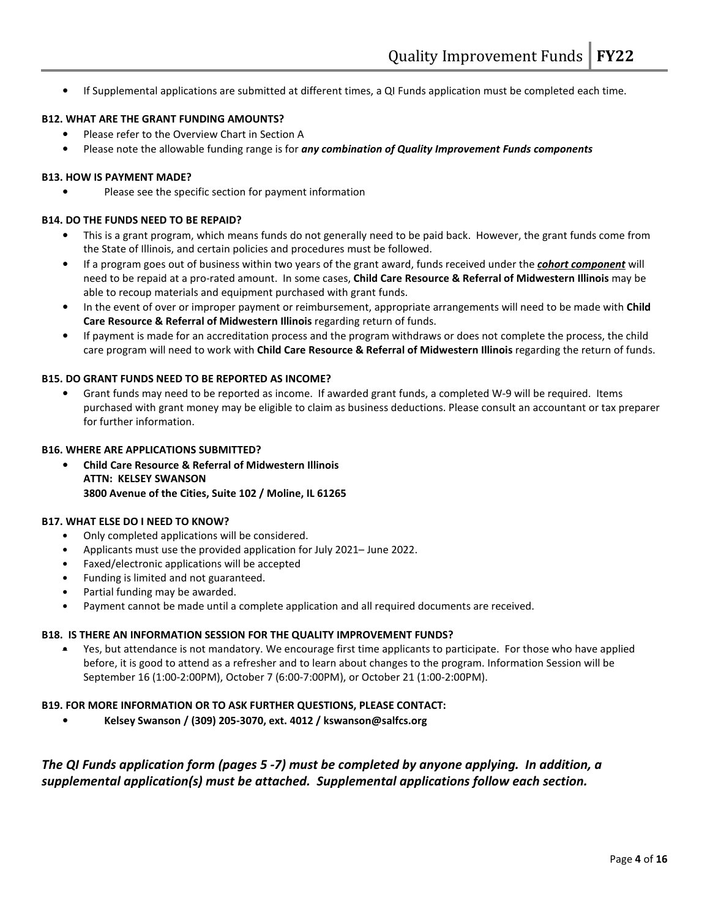- If Supplemental applications are submitted at different times, a QI Funds application must be completed each time.

**B12. WHAT ARE THE GRANT FUNDING AMOUNTS?**

- Please refer to the Overview Chart in Section A
- Please note the allowable funding range is for ***any combination of Quality Improvement Funds components***

**B13. HOW IS PAYMENT MADE?**

- Please see the specific section for payment information

**B14. DO THE FUNDS NEED TO BE REPAID?**

- This is a grant program, which means funds do not generally need to be paid back. However, the grant funds come from the State of Illinois, and certain policies and procedures must be followed.
- If a program goes out of business within two years of the grant award, funds received under the ***cohort component*** will need to be repaid at a pro-rated amount. In some cases, **Child Care Resource & Referral of Midwestern Illinois** may be able to recoup materials and equipment purchased with grant funds.
- In the event of over or improper payment or reimbursement, appropriate arrangements will need to be made with **Child Care Resource & Referral of Midwestern Illinois** regarding return of funds.
- If payment is made for an accreditation process and the program withdraws or does not complete the process, the child care program will need to work with **Child Care Resource & Referral of Midwestern Illinois** regarding the return of funds.

**B15. DO GRANT FUNDS NEED TO BE REPORTED AS INCOME?**

- Grant funds may need to be reported as income. If awarded grant funds, a completed W-9 will be required. Items purchased with grant money may be eligible to claim as business deductions. Please consult an accountant or tax preparer for further information.

**B16. WHERE ARE APPLICATIONS SUBMITTED?**

- **Child Care Resource & Referral of Midwestern Illinois**
  **ATTN: KELSEY SWANSON**
  **3800 Avenue of the Cities, Suite 102 / Moline, IL 61265**

**B17. WHAT ELSE DO I NEED TO KNOW?**

- Only completed applications will be considered.
- Applicants must use the provided application for July 2021– June 2022.
- Faxed/electronic applications will be accepted
- Funding is limited and not guaranteed.
- Partial funding may be awarded.
- Payment cannot be made until a complete application and all required documents are received.

**B18. IS THERE AN INFORMATION SESSION FOR THE QUALITY IMPROVEMENT FUNDS?**

- Yes, but attendance is not mandatory. We encourage first time applicants to participate. For those who have applied before, it is good to attend as a refresher and to learn about changes to the program. Information Session will be September 16 (1:00-2:00PM), October 7 (6:00-7:00PM), or October 21 (1:00-2:00PM).

**B19. FOR MORE INFORMATION OR TO ASK FURTHER QUESTIONS, PLEASE CONTACT:**

- **Kelsey Swanson / (309) 205-3070, ext. 4012 / kswanson@salfcs.org**

***The QI Funds application form (pages 5 -7) must be completed by anyone applying. In addition, a supplemental application(s) must be attached. Supplemental applications follow each section.***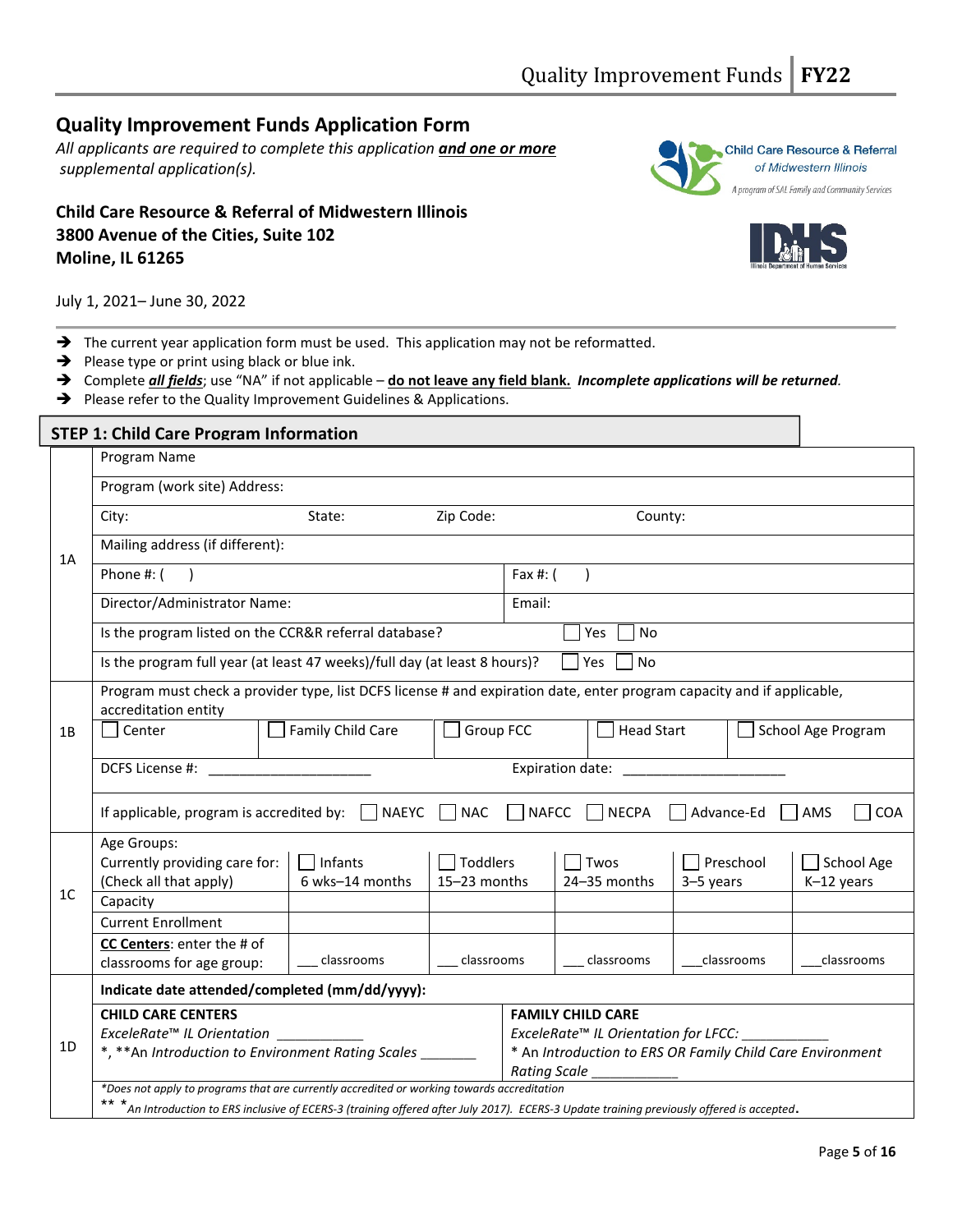## Quality Improvement Funds Application Form

*All applicants are required to complete this application **and one or more** supplemental application(s).*

**Child Care Resource & Referral of Midwestern Illinois**
**3800 Avenue of the Cities, Suite 102**
**Moline, IL 61265**

July 1, 2021– June 30, 2022

- The current year application form must be used. This application may not be reformatted.
- Please type or print using black or blue ink.
- Complete ***all fields***; use "NA" if not applicable – **do not leave any field blank.** ***Incomplete applications will be returned***.
- Please refer to the Quality Improvement Guidelines & Applications.

### STEP 1: Child Care Program Information

| | | | | | | |
|---|---|---|---|---|---|---|
| 1A | Program Name | | | | | |
| | Program (work site) Address: | | | | | |
| | City: | State: | Zip Code: | County: | | |
| | Mailing address (if different): | | | | | |
| | Phone #: ( ) | | | Fax #: ( ) | | |
| | Director/Administrator Name: | | | Email: | | |
| | Is the program listed on the CCR&R referral database? | | | ☐ Yes ☐ No | | |
| | Is the program full year (at least 47 weeks)/full day (at least 8 hours)? | | | ☐ Yes ☐ No | | |
| 1B | Program must check a provider type, list DCFS license # and expiration date, enter program capacity and if applicable, accreditation entity | | | | | |
| | ☐ Center | ☐ Family Child Care | ☐ Group FCC | ☐ Head Start | ☐ School Age Program | |
| | DCFS License #: ____________________ | | | Expiration date: ____________________ | | |
| | If applicable, program is accredited by: ☐ NAEYC ☐ NAC ☐ NAFCC ☐ NECPA ☐ Advance-Ed ☐ AMS ☐ COA | | | | | |
| 1C | Age Groups:<br>Currently providing care for:<br>(Check all that apply) | ☐ Infants<br>6 wks–14 months | ☐ Toddlers<br>15–23 months | ☐ Twos<br>24–35 months | ☐ Preschool<br>3–5 years | ☐ School Age<br>K–12 years |
| | Capacity | | | | | |
| | Current Enrollment | | | | | |
| | **CC Centers**: enter the # of classrooms for age group: | ___ classrooms | ___ classrooms | ___ classrooms | ___classrooms | ___classrooms |
| 1D | **Indicate date attended/completed (mm/dd/yyyy):** | | | | | |
| | **CHILD CARE CENTERS**<br>*ExceleRate™ IL Orientation* ___________<br>*, ***An Introduction to Environment Rating Scales* _______ | | | **FAMILY CHILD CARE**<br>*ExceleRate™ IL Orientation for LFCC:* ___________<br>* *An Introduction to ERS OR Family Child Care Environment Rating Scale* ___________ | | |
| | **Does not apply to programs that are currently accredited or working towards accreditation*<br>** **An Introduction to ERS inclusive of ECERS-3 (training offered after July 2017). ECERS-3 Update training previously offered is accepted*. | | | | | |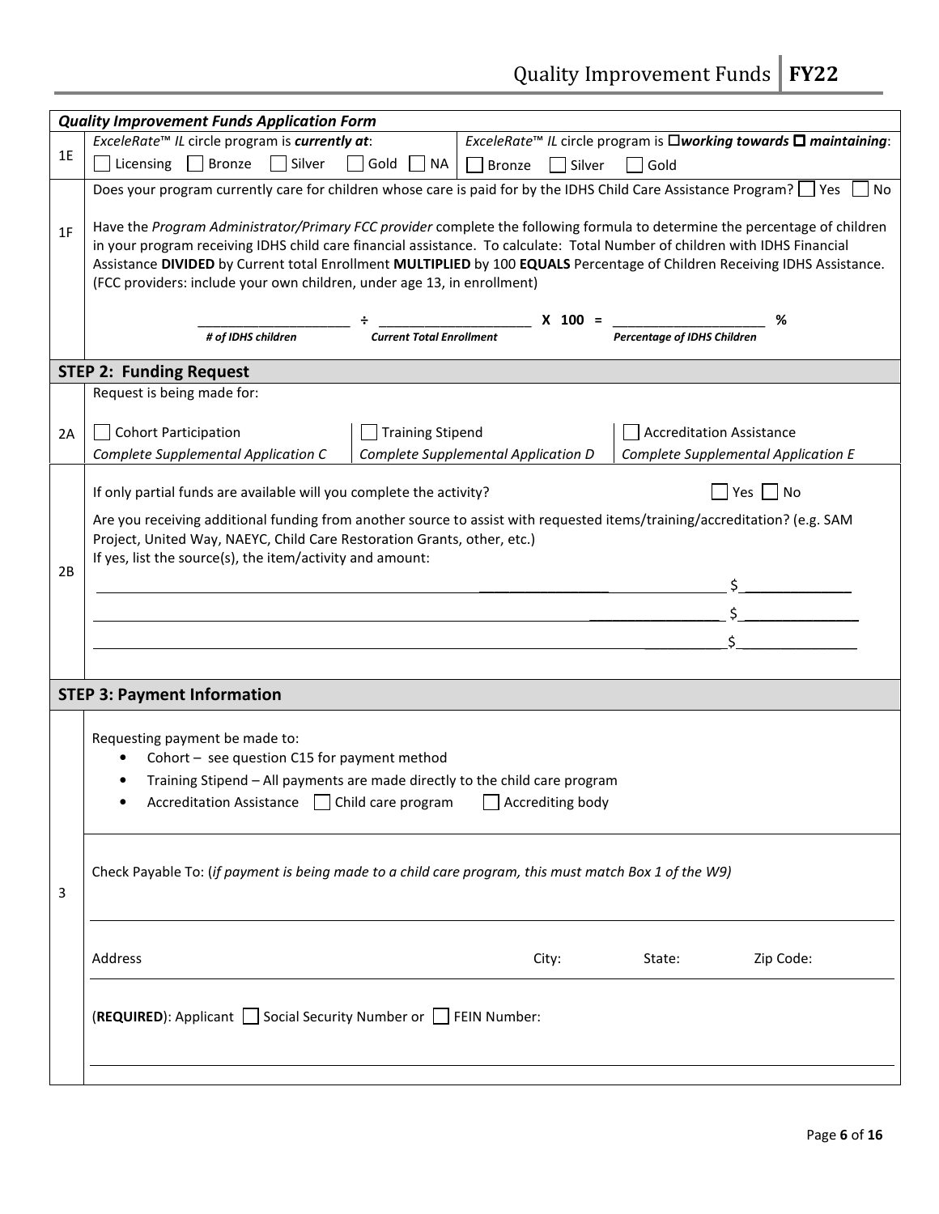| | ***Quality Improvement Funds Application Form*** | |
|---|---|---|
| 1E | *ExceleRate™ IL* circle program is ***currently at***:<br>☐ Licensing ☐ Bronze ☐ Silver ☐ Gold ☐ NA | *ExceleRate™ IL* circle program is ☐***working towards*** ☐ ***maintaining***:<br>☐ Bronze ☐ Silver ☐ Gold |
| 1F | Does your program currently care for children whose care is paid for by the IDHS Child Care Assistance Program? ☐ Yes ☐ No<br><br>Have the *Program Administrator/Primary FCC provider* complete the following formula to determine the percentage of children in your program receiving IDHS child care financial assistance. To calculate: Total Number of children with IDHS Financial Assistance **DIVIDED** by Current total Enrollment **MULTIPLIED** by 100 **EQUALS** Percentage of Children Receiving IDHS Assistance. (FCC providers: include your own children, under age 13, in enrollment)<br><br>____________ ÷ ____________ X 100 = ____________ %<br>***# of IDHS children*** ***Current Total Enrollment*** ***Percentage of IDHS Children*** | |

## STEP 2: Funding Request

| | | | |
|---|---|---|---|
| 2A | Request is being made for:<br><br>☐ Cohort Participation<br>*Complete Supplemental Application C* | ☐ Training Stipend<br>*Complete Supplemental Application D* | ☐ Accreditation Assistance<br>*Complete Supplemental Application E* |
| 2B | If only partial funds are available will you complete the activity? ☐ Yes ☐ No<br><br>Are you receiving additional funding from another source to assist with requested items/training/accreditation? (e.g. SAM Project, United Way, NAEYC, Child Care Restoration Grants, other, etc.)<br>If yes, list the source(s), the item/activity and amount:<br><br>______________________________ $____________<br>______________________________ $____________<br>______________________________ $____________ | | |

## STEP 3: Payment Information

| | |
|---|---|
| 3 | Requesting payment be made to:<br>• Cohort – see question C15 for payment method<br>• Training Stipend – All payments are made directly to the child care program<br>• Accreditation Assistance ☐ Child care program ☐ Accrediting body |
| | Check Payable To: (*if payment is being made to a child care program, this must match Box 1 of the W9)*<br><br>______________________________ |
| | Address City: State: Zip Code: |
| | (**REQUIRED**): Applicant ☐ Social Security Number or ☐ FEIN Number:<br><br>______________________________ |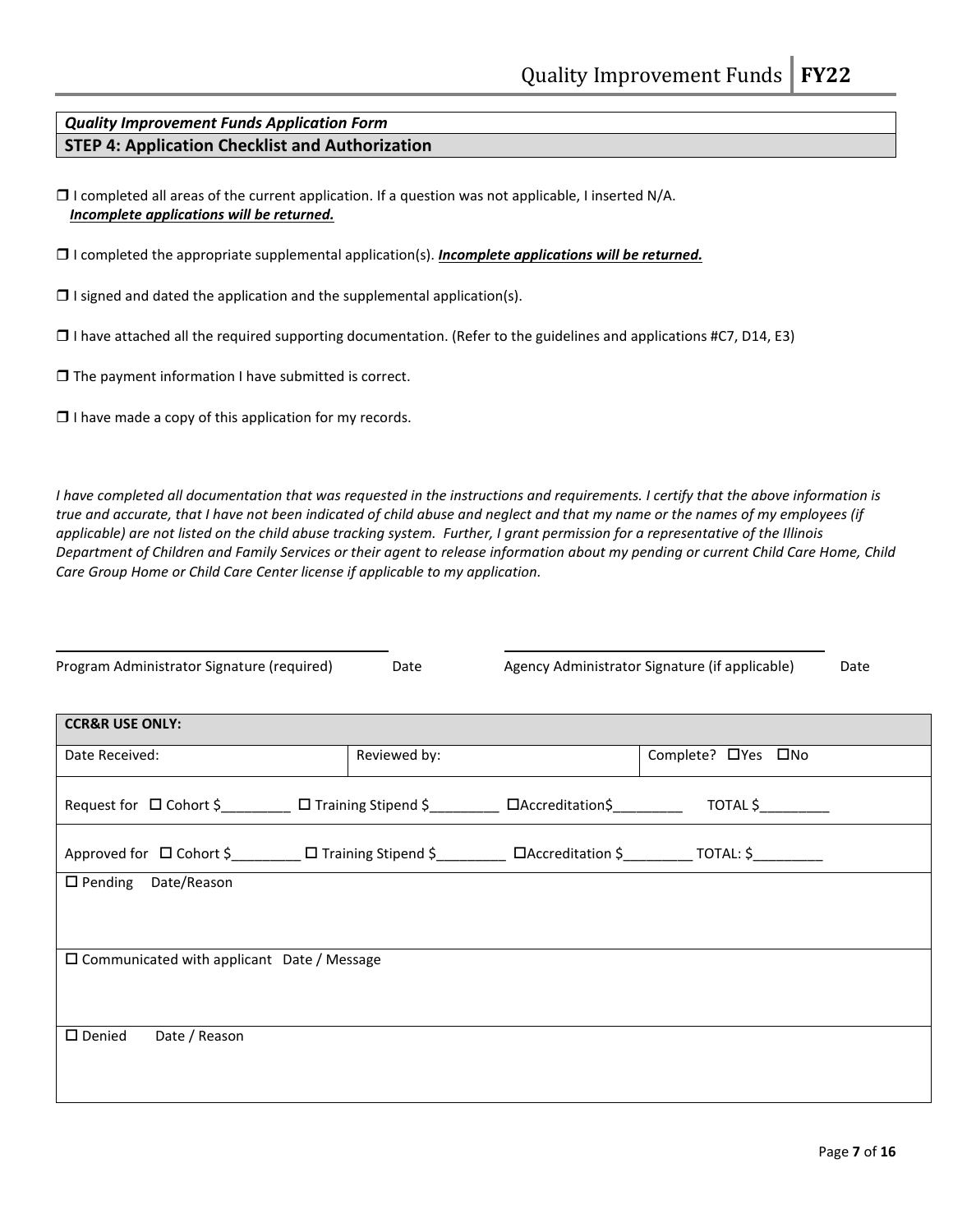*Quality Improvement Funds Application Form*

**STEP 4: Application Checklist and Authorization**

☐ I completed all areas of the current application. If a question was not applicable, I inserted N/A.
***Incomplete applications will be returned.***

☐ I completed the appropriate supplemental application(s). ***Incomplete applications will be returned.***

☐ I signed and dated the application and the supplemental application(s).

☐ I have attached all the required supporting documentation. (Refer to the guidelines and applications #C7, D14, E3)

☐ The payment information I have submitted is correct.

☐ I have made a copy of this application for my records.

*I have completed all documentation that was requested in the instructions and requirements. I certify that the above information is true and accurate, that I have not been indicated of child abuse and neglect and that my name or the names of my employees (if applicable) are not listed on the child abuse tracking system. Further, I grant permission for a representative of the Illinois Department of Children and Family Services or their agent to release information about my pending or current Child Care Home, Child Care Group Home or Child Care Center license if applicable to my application.*

______________________________ Date ______________________________ Date

Program Administrator Signature (required) Date Agency Administrator Signature (if applicable) Date

| **CCR&R USE ONLY:** | | |
|---|---|---|
| Date Received: | Reviewed by: | Complete? ☐Yes ☐No |
| Request for ☐ Cohort $_________ ☐ Training Stipend $_________ ☐Accreditation$_________ TOTAL $_________ | | |
| Approved for ☐ Cohort $_________ ☐ Training Stipend $_________ ☐Accreditation $_________ TOTAL: $_________ | | |
| ☐ Pending Date/Reason | | |
| ☐ Communicated with applicant Date / Message | | |
| ☐ Denied Date / Reason | | |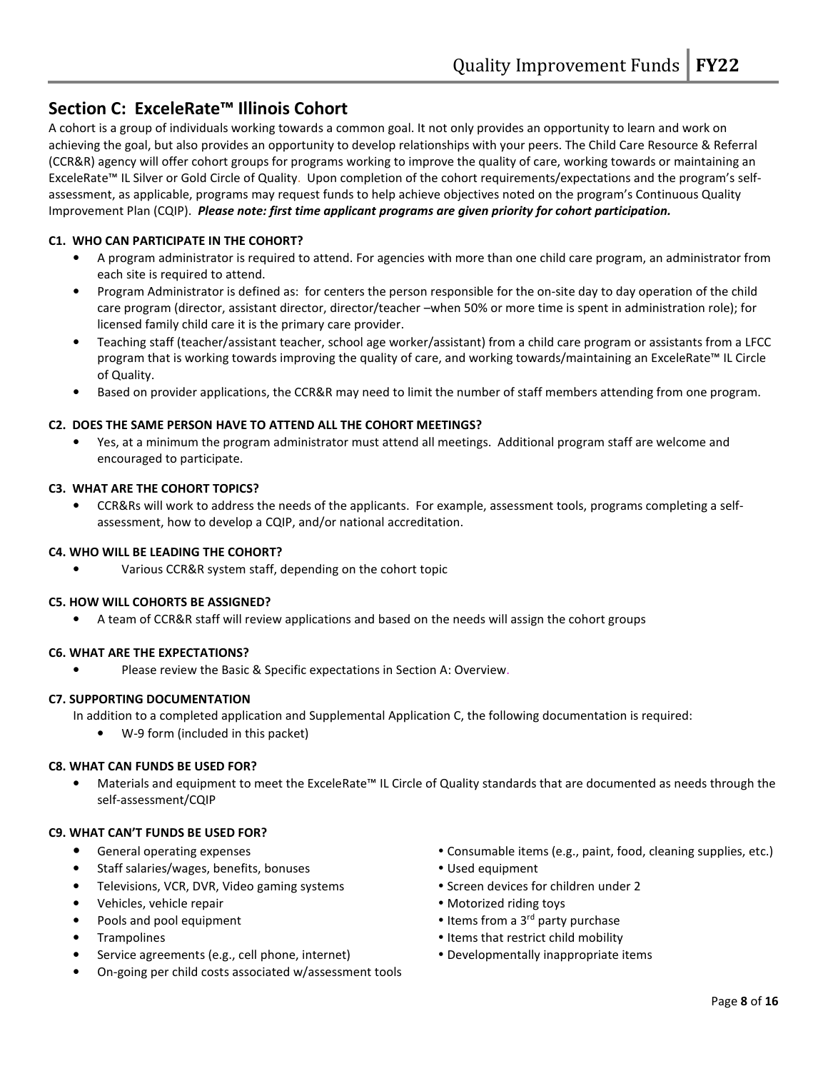## Section C: ExceleRate™ Illinois Cohort

A cohort is a group of individuals working towards a common goal. It not only provides an opportunity to learn and work on achieving the goal, but also provides an opportunity to develop relationships with your peers. The Child Care Resource & Referral (CCR&R) agency will offer cohort groups for programs working to improve the quality of care, working towards or maintaining an ExceleRate™ IL Silver or Gold Circle of Quality. Upon completion of the cohort requirements/expectations and the program's self-assessment, as applicable, programs may request funds to help achieve objectives noted on the program's Continuous Quality Improvement Plan (CQIP). ***Please note: first time applicant programs are given priority for cohort participation.***

### C1. WHO CAN PARTICIPATE IN THE COHORT?

- A program administrator is required to attend. For agencies with more than one child care program, an administrator from each site is required to attend.
- Program Administrator is defined as: for centers the person responsible for the on-site day to day operation of the child care program (director, assistant director, director/teacher –when 50% or more time is spent in administration role); for licensed family child care it is the primary care provider.
- Teaching staff (teacher/assistant teacher, school age worker/assistant) from a child care program or assistants from a LFCC program that is working towards improving the quality of care, and working towards/maintaining an ExceleRate™ IL Circle of Quality.
- Based on provider applications, the CCR&R may need to limit the number of staff members attending from one program.

### C2. DOES THE SAME PERSON HAVE TO ATTEND ALL THE COHORT MEETINGS?

- Yes, at a minimum the program administrator must attend all meetings. Additional program staff are welcome and encouraged to participate.

### C3. WHAT ARE THE COHORT TOPICS?

- CCR&Rs will work to address the needs of the applicants. For example, assessment tools, programs completing a self-assessment, how to develop a CQIP, and/or national accreditation.

### C4. WHO WILL BE LEADING THE COHORT?

- Various CCR&R system staff, depending on the cohort topic

### C5. HOW WILL COHORTS BE ASSIGNED?

- A team of CCR&R staff will review applications and based on the needs will assign the cohort groups

### C6. WHAT ARE THE EXPECTATIONS?

- Please review the Basic & Specific expectations in Section A: Overview.

### C7. SUPPORTING DOCUMENTATION

In addition to a completed application and Supplemental Application C, the following documentation is required:

- W-9 form (included in this packet)

### C8. WHAT CAN FUNDS BE USED FOR?

- Materials and equipment to meet the ExceleRate™ IL Circle of Quality standards that are documented as needs through the self-assessment/CQIP

### C9. WHAT CAN'T FUNDS BE USED FOR?

- General operating expenses
- Staff salaries/wages, benefits, bonuses
- Televisions, VCR, DVR, Video gaming systems
- Vehicles, vehicle repair
- Pools and pool equipment
- Trampolines
- Service agreements (e.g., cell phone, internet)
- On-going per child costs associated w/assessment tools
- Consumable items (e.g., paint, food, cleaning supplies, etc.)
- Used equipment
- Screen devices for children under 2
- Motorized riding toys
- Items from a 3rd party purchase
- Items that restrict child mobility
- Developmentally inappropriate items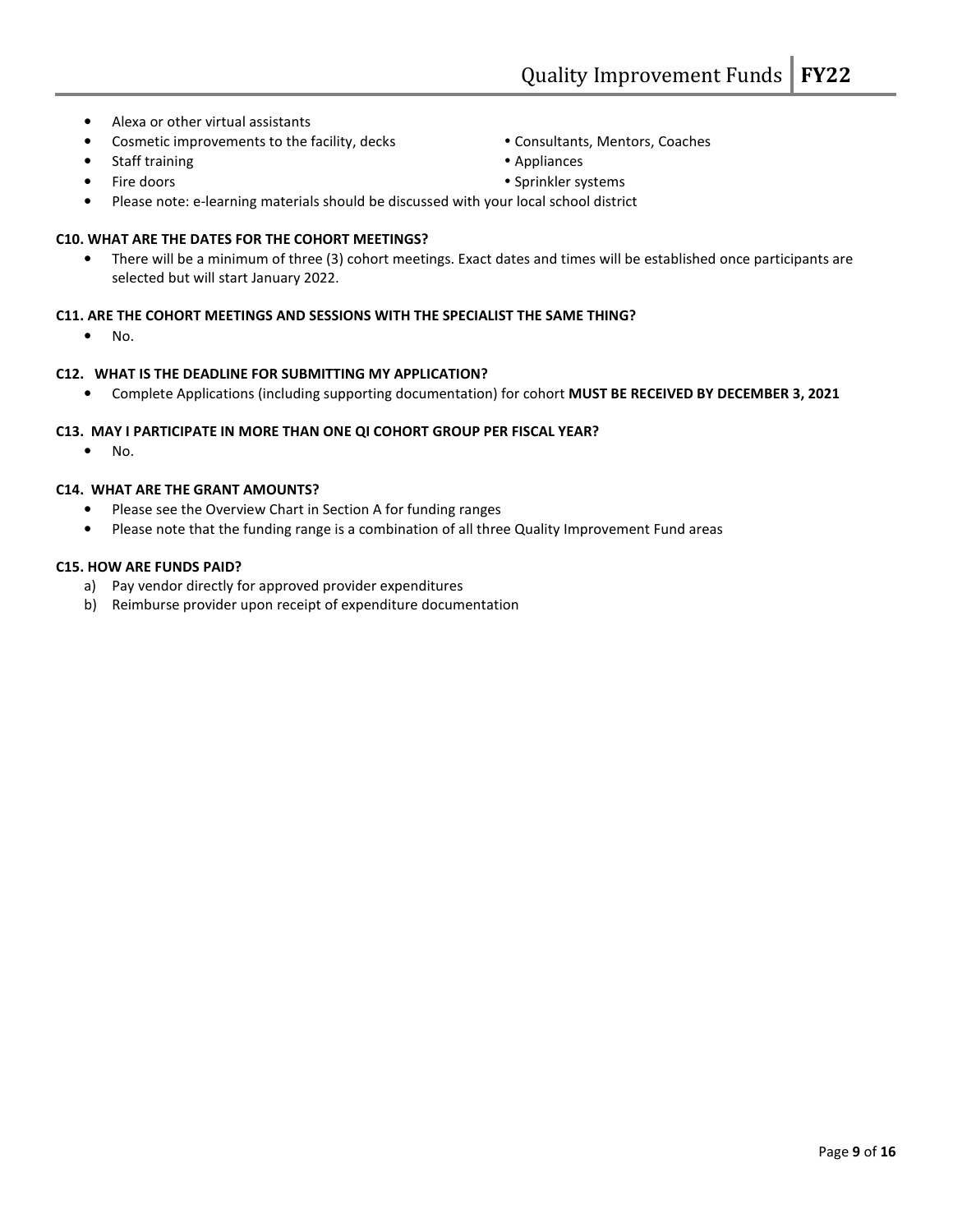- Alexa or other virtual assistants
- Cosmetic improvements to the facility, decks
- Consultants, Mentors, Coaches
- Staff training
- Appliances
- Fire doors
- Sprinkler systems
- Please note: e-learning materials should be discussed with your local school district

**C10. WHAT ARE THE DATES FOR THE COHORT MEETINGS?**

- There will be a minimum of three (3) cohort meetings. Exact dates and times will be established once participants are selected but will start January 2022.

**C11. ARE THE COHORT MEETINGS AND SESSIONS WITH THE SPECIALIST THE SAME THING?**

- No.

**C12. WHAT IS THE DEADLINE FOR SUBMITTING MY APPLICATION?**

- Complete Applications (including supporting documentation) for cohort **MUST BE RECEIVED BY DECEMBER 3, 2021**

**C13. MAY I PARTICIPATE IN MORE THAN ONE QI COHORT GROUP PER FISCAL YEAR?**

- No.

**C14. WHAT ARE THE GRANT AMOUNTS?**

- Please see the Overview Chart in Section A for funding ranges
- Please note that the funding range is a combination of all three Quality Improvement Fund areas

**C15. HOW ARE FUNDS PAID?**

a) Pay vendor directly for approved provider expenditures
b) Reimburse provider upon receipt of expenditure documentation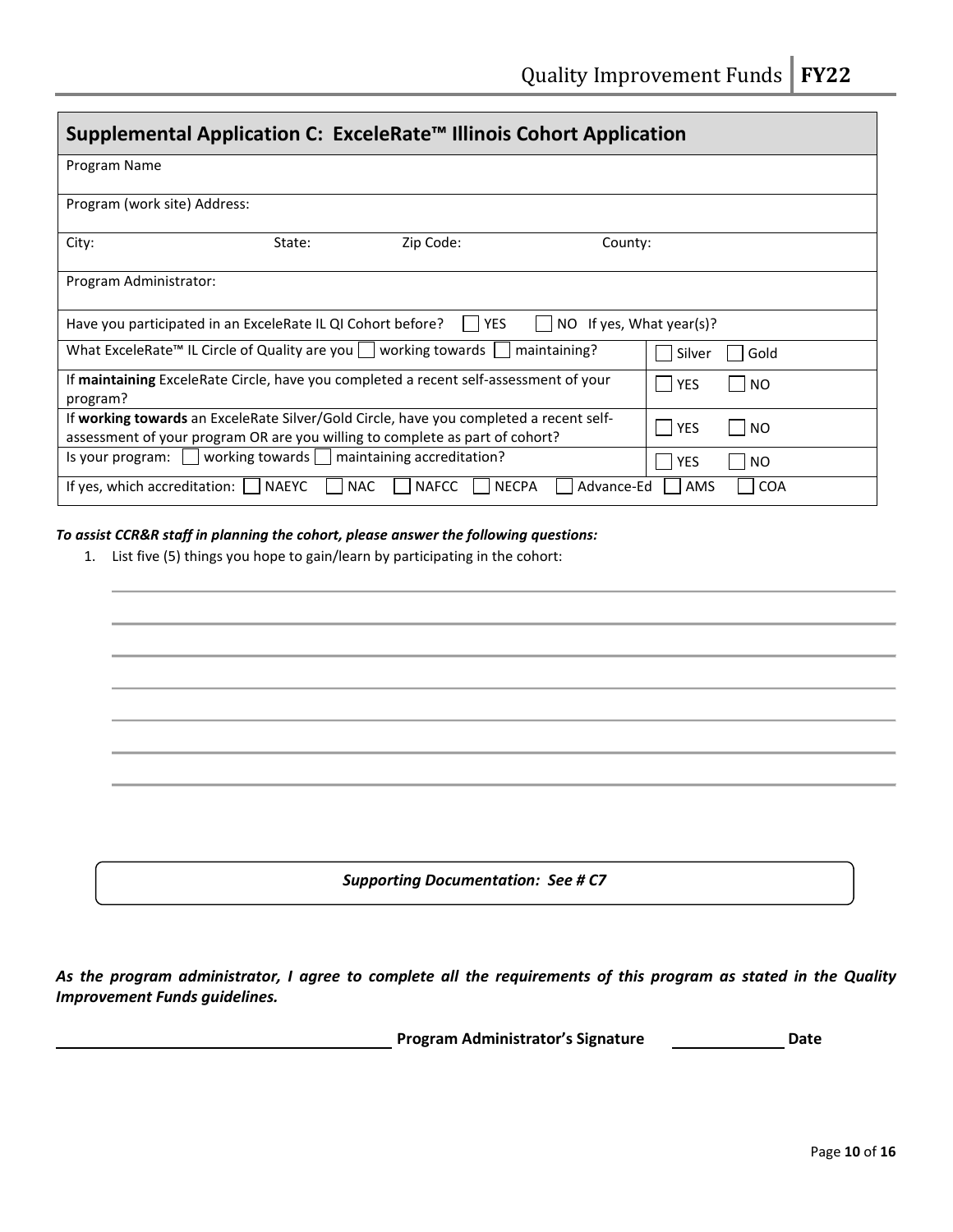## Supplemental Application C: ExceleRate™ Illinois Cohort Application

| Program Name | |
|---|---|
| Program (work site) Address: | |
| City: State: Zip Code: County: | |
| Program Administrator: | |
| Have you participated in an ExceleRate IL QI Cohort before? ☐ YES ☐ NO If yes, What year(s)? | |
| What ExceleRate™ IL Circle of Quality are you ☐ working towards ☐ maintaining? | ☐ Silver ☐ Gold |
| If **maintaining** ExceleRate Circle, have you completed a recent self-assessment of your program? | ☐ YES ☐ NO |
| If **working towards** an ExceleRate Silver/Gold Circle, have you completed a recent self-assessment of your program OR are you willing to complete as part of cohort? | ☐ YES ☐ NO |
| Is your program: ☐ working towards ☐ maintaining accreditation? | ☐ YES ☐ NO |
| If yes, which accreditation: ☐ NAEYC ☐ NAC ☐ NAFCC ☐ NECPA ☐ Advance-Ed | ☐ AMS ☐ COA |

***To assist CCR&R staff in planning the cohort, please answer the following questions:***

1. List five (5) things you hope to gain/learn by participating in the cohort:

_______________________________________________

_______________________________________________

_______________________________________________

_______________________________________________

_______________________________________________

_______________________________________________

_______________________________________________

***Supporting Documentation: See # C7***

***As the program administrator, I agree to complete all the requirements of this program as stated in the Quality Improvement Funds guidelines.***

______________________________ **Program Administrator's Signature** ____________ **Date**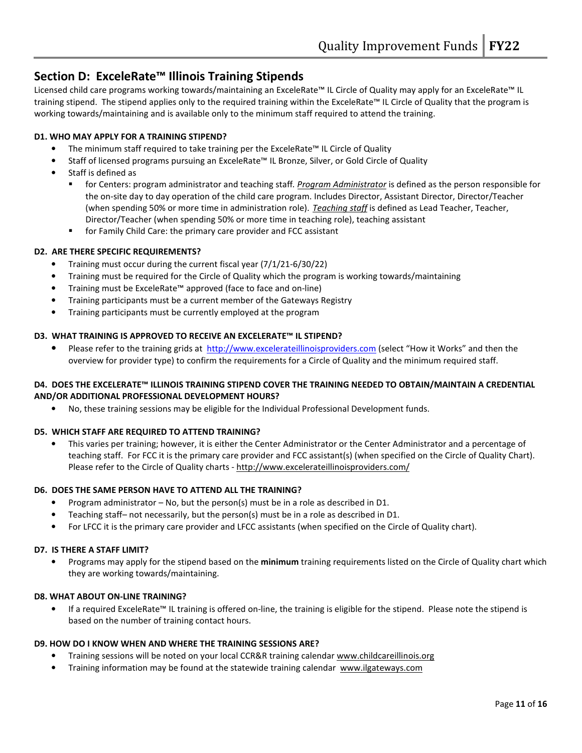## Section D: ExceleRate™ Illinois Training Stipends

Licensed child care programs working towards/maintaining an ExceleRate™ IL Circle of Quality may apply for an ExceleRate™ IL training stipend. The stipend applies only to the required training within the ExceleRate™ IL Circle of Quality that the program is working towards/maintaining and is available only to the minimum staff required to attend the training.

#### D1. WHO MAY APPLY FOR A TRAINING STIPEND?

- The minimum staff required to take training per the ExceleRate™ IL Circle of Quality
- Staff of licensed programs pursuing an ExceleRate™ IL Bronze, Silver, or Gold Circle of Quality
- Staff is defined as
  - for Centers: program administrator and teaching staff. ***Program Administrator*** is defined as the person responsible for the on-site day to day operation of the child care program. Includes Director, Assistant Director, Director/Teacher (when spending 50% or more time in administration role). ***Teaching staff*** is defined as Lead Teacher, Teacher, Director/Teacher (when spending 50% or more time in teaching role), teaching assistant
  - for Family Child Care: the primary care provider and FCC assistant

#### D2. ARE THERE SPECIFIC REQUIREMENTS?

- Training must occur during the current fiscal year (7/1/21-6/30/22)
- Training must be required for the Circle of Quality which the program is working towards/maintaining
- Training must be ExceleRate™ approved (face to face and on-line)
- Training participants must be a current member of the Gateways Registry
- Training participants must be currently employed at the program

#### D3. WHAT TRAINING IS APPROVED TO RECEIVE AN EXCELERATE™ IL STIPEND?

- Please refer to the training grids at http://www.excelerateillinoisproviders.com (select "How it Works" and then the overview for provider type) to confirm the requirements for a Circle of Quality and the minimum required staff.

#### D4. DOES THE EXCELERATE™ ILLINOIS TRAINING STIPEND COVER THE TRAINING NEEDED TO OBTAIN/MAINTAIN A CREDENTIAL AND/OR ADDITIONAL PROFESSIONAL DEVELOPMENT HOURS?

- No, these training sessions may be eligible for the Individual Professional Development funds.

#### D5. WHICH STAFF ARE REQUIRED TO ATTEND TRAINING?

- This varies per training; however, it is either the Center Administrator or the Center Administrator and a percentage of teaching staff. For FCC it is the primary care provider and FCC assistant(s) (when specified on the Circle of Quality Chart). Please refer to the Circle of Quality charts - http://www.excelerateillinoisproviders.com/

#### D6. DOES THE SAME PERSON HAVE TO ATTEND ALL THE TRAINING?

- Program administrator – No, but the person(s) must be in a role as described in D1.
- Teaching staff– not necessarily, but the person(s) must be in a role as described in D1.
- For LFCC it is the primary care provider and LFCC assistants (when specified on the Circle of Quality chart).

#### D7. IS THERE A STAFF LIMIT?

- Programs may apply for the stipend based on the **minimum** training requirements listed on the Circle of Quality chart which they are working towards/maintaining.

#### D8. WHAT ABOUT ON-LINE TRAINING?

- If a required ExceleRate™ IL training is offered on-line, the training is eligible for the stipend. Please note the stipend is based on the number of training contact hours.

#### D9. HOW DO I KNOW WHEN AND WHERE THE TRAINING SESSIONS ARE?

- Training sessions will be noted on your local CCR&R training calendar www.childcareillinois.org
- Training information may be found at the statewide training calendar www.ilgateways.com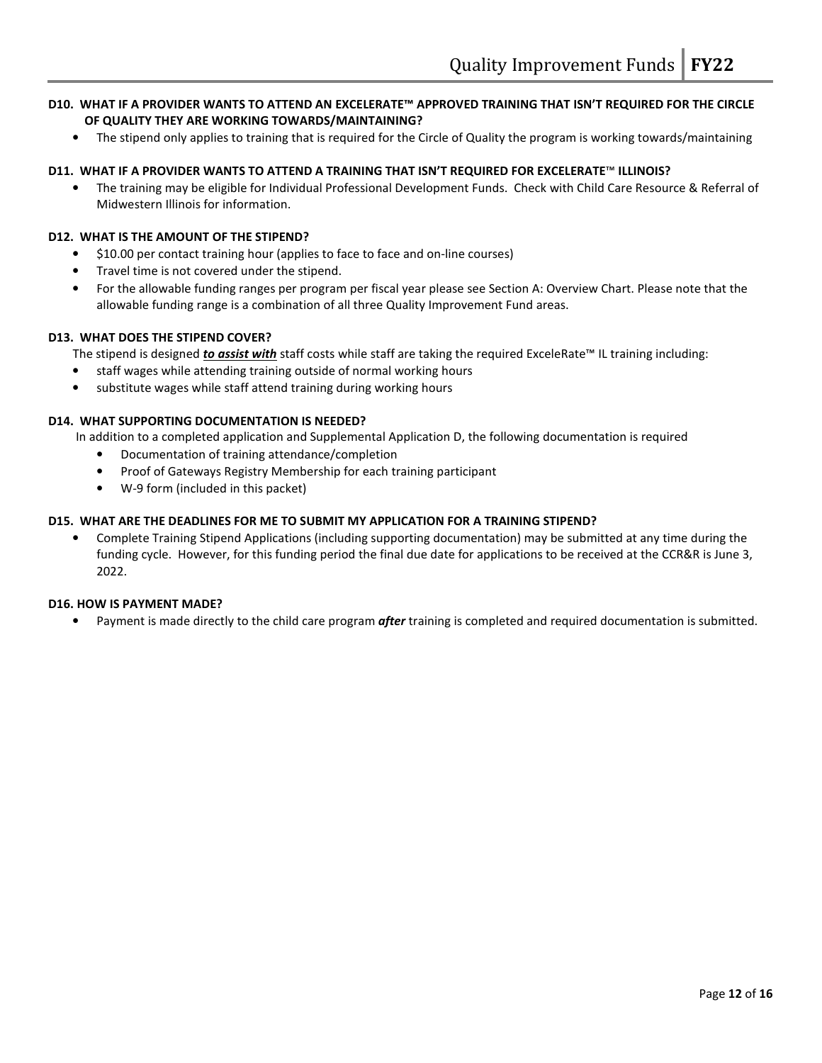### D10. WHAT IF A PROVIDER WANTS TO ATTEND AN EXCELERATE™ APPROVED TRAINING THAT ISN'T REQUIRED FOR THE CIRCLE OF QUALITY THEY ARE WORKING TOWARDS/MAINTAINING?

- The stipend only applies to training that is required for the Circle of Quality the program is working towards/maintaining

### D11. WHAT IF A PROVIDER WANTS TO ATTEND A TRAINING THAT ISN'T REQUIRED FOR EXCELERATE™ ILLINOIS?

- The training may be eligible for Individual Professional Development Funds. Check with Child Care Resource & Referral of Midwestern Illinois for information.

### D12. WHAT IS THE AMOUNT OF THE STIPEND?

- $10.00 per contact training hour (applies to face to face and on-line courses)
- Travel time is not covered under the stipend.
- For the allowable funding ranges per program per fiscal year please see Section A: Overview Chart. Please note that the allowable funding range is a combination of all three Quality Improvement Fund areas.

### D13. WHAT DOES THE STIPEND COVER?

The stipend is designed ***to assist with*** staff costs while staff are taking the required ExceleRate™ IL training including:

- staff wages while attending training outside of normal working hours
- substitute wages while staff attend training during working hours

### D14. WHAT SUPPORTING DOCUMENTATION IS NEEDED?

In addition to a completed application and Supplemental Application D, the following documentation is required

- Documentation of training attendance/completion
- Proof of Gateways Registry Membership for each training participant
- W-9 form (included in this packet)

### D15. WHAT ARE THE DEADLINES FOR ME TO SUBMIT MY APPLICATION FOR A TRAINING STIPEND?

- Complete Training Stipend Applications (including supporting documentation) may be submitted at any time during the funding cycle. However, for this funding period the final due date for applications to be received at the CCR&R is June 3, 2022.

### D16. HOW IS PAYMENT MADE?

- Payment is made directly to the child care program ***after*** training is completed and required documentation is submitted.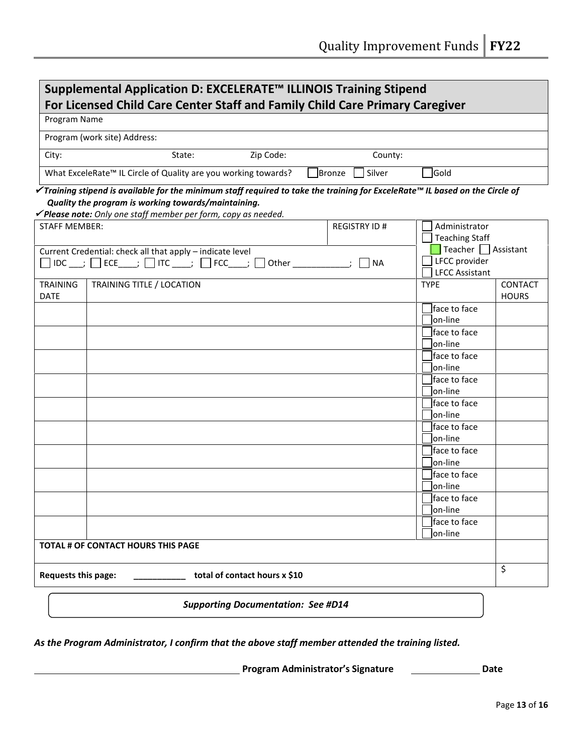## Supplemental Application D: EXCELERATE™ ILLINOIS Training Stipend
## For Licensed Child Care Center Staff and Family Child Care Primary Caregiver

| Program Name | | | |
|---|---|---|---|
| Program (work site) Address: | | | |
| City: | State: | Zip Code: | County: |
| What ExceleRate™ IL Circle of Quality are you working towards? | ☐ Bronze | ☐ Silver | ☐ Gold |

✔ ***Training stipend is available for the minimum staff required to take the training for ExceleRate™ IL based on the Circle of Quality the program is working towards/maintaining.***

✔ ***Please note:*** *Only one staff member per form, copy as needed.*

| STAFF MEMBER: | | REGISTRY ID # | ☐ Administrator<br>☐ Teaching Staff<br>☐ Teacher ☐ Assistant<br>☐ LFCC provider<br>☐ LFCC Assistant | |
|---|---|---|---|---|
| Current Credential: check all that apply – indicate level<br>☐ IDC ___; ☐ ECE____; ☐ ITC ____; ☐ FCC____; ☐ Other ____________; ☐ NA | | | | |
| **TRAINING DATE** | **TRAINING TITLE / LOCATION** | | **TYPE** | **CONTACT HOURS** |
| | | | ☐ face to face<br>☐ on-line | |
| | | | ☐ face to face<br>☐ on-line | |
| | | | ☐ face to face<br>☐ on-line | |
| | | | ☐ face to face<br>☐ on-line | |
| | | | ☐ face to face<br>☐ on-line | |
| | | | ☐ face to face<br>☐ on-line | |
| | | | ☐ face to face<br>☐ on-line | |
| | | | ☐ face to face<br>☐ on-line | |
| | | | ☐ face to face<br>☐ on-line | |
| | | | ☐ face to face<br>☐ on-line | |
| **TOTAL # OF CONTACT HOURS THIS PAGE** | | | | |
| **Requests this page:** ___________ **total of contact hours x $10** | | | | $ |

***Supporting Documentation: See #D14***

***As the Program Administrator, I confirm that the above staff member attended the training listed.***

______________________________ **Program Administrator's Signature** ____________ **Date**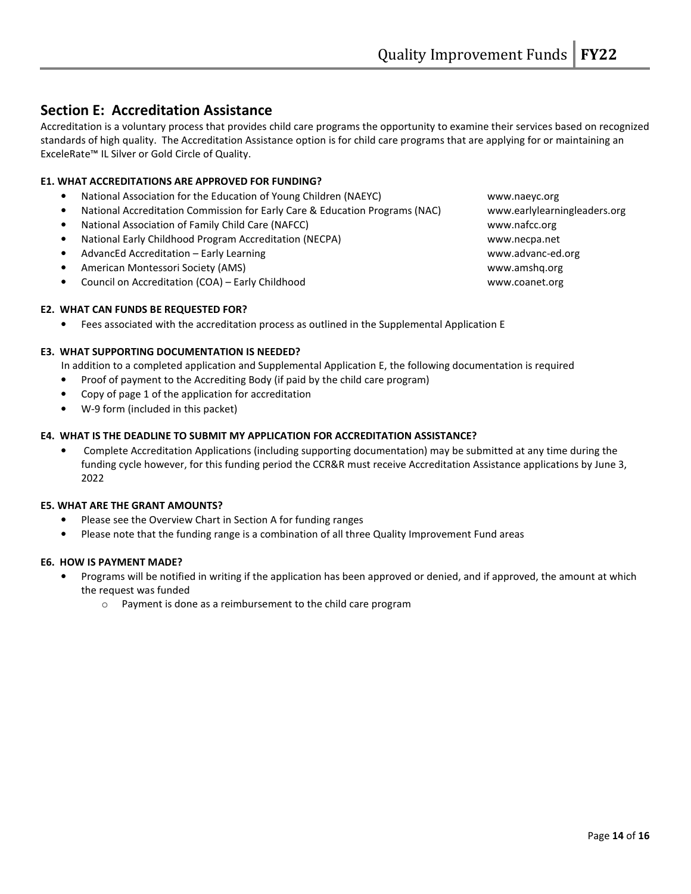## Section E: Accreditation Assistance

Accreditation is a voluntary process that provides child care programs the opportunity to examine their services based on recognized standards of high quality. The Accreditation Assistance option is for child care programs that are applying for or maintaining an ExceleRate™ IL Silver or Gold Circle of Quality.

### E1. WHAT ACCREDITATIONS ARE APPROVED FOR FUNDING?

- National Association for the Education of Young Children (NAEYC) — www.naeyc.org
- National Accreditation Commission for Early Care & Education Programs (NAC) — www.earlylearningleaders.org
- National Association of Family Child Care (NAFCC) — www.nafcc.org
- National Early Childhood Program Accreditation (NECPA) — www.necpa.net
- AdvancEd Accreditation – Early Learning — www.advanc-ed.org
- American Montessori Society (AMS) — www.amshq.org
- Council on Accreditation (COA) – Early Childhood — www.coanet.org

### E2. WHAT CAN FUNDS BE REQUESTED FOR?

- Fees associated with the accreditation process as outlined in the Supplemental Application E

### E3. WHAT SUPPORTING DOCUMENTATION IS NEEDED?

In addition to a completed application and Supplemental Application E, the following documentation is required

- Proof of payment to the Accrediting Body (if paid by the child care program)
- Copy of page 1 of the application for accreditation
- W-9 form (included in this packet)

### E4. WHAT IS THE DEADLINE TO SUBMIT MY APPLICATION FOR ACCREDITATION ASSISTANCE?

- Complete Accreditation Applications (including supporting documentation) may be submitted at any time during the funding cycle however, for this funding period the CCR&R must receive Accreditation Assistance applications by June 3, 2022

### E5. WHAT ARE THE GRANT AMOUNTS?

- Please see the Overview Chart in Section A for funding ranges
- Please note that the funding range is a combination of all three Quality Improvement Fund areas

### E6. HOW IS PAYMENT MADE?

- Programs will be notified in writing if the application has been approved or denied, and if approved, the amount at which the request was funded
  - Payment is done as a reimbursement to the child care program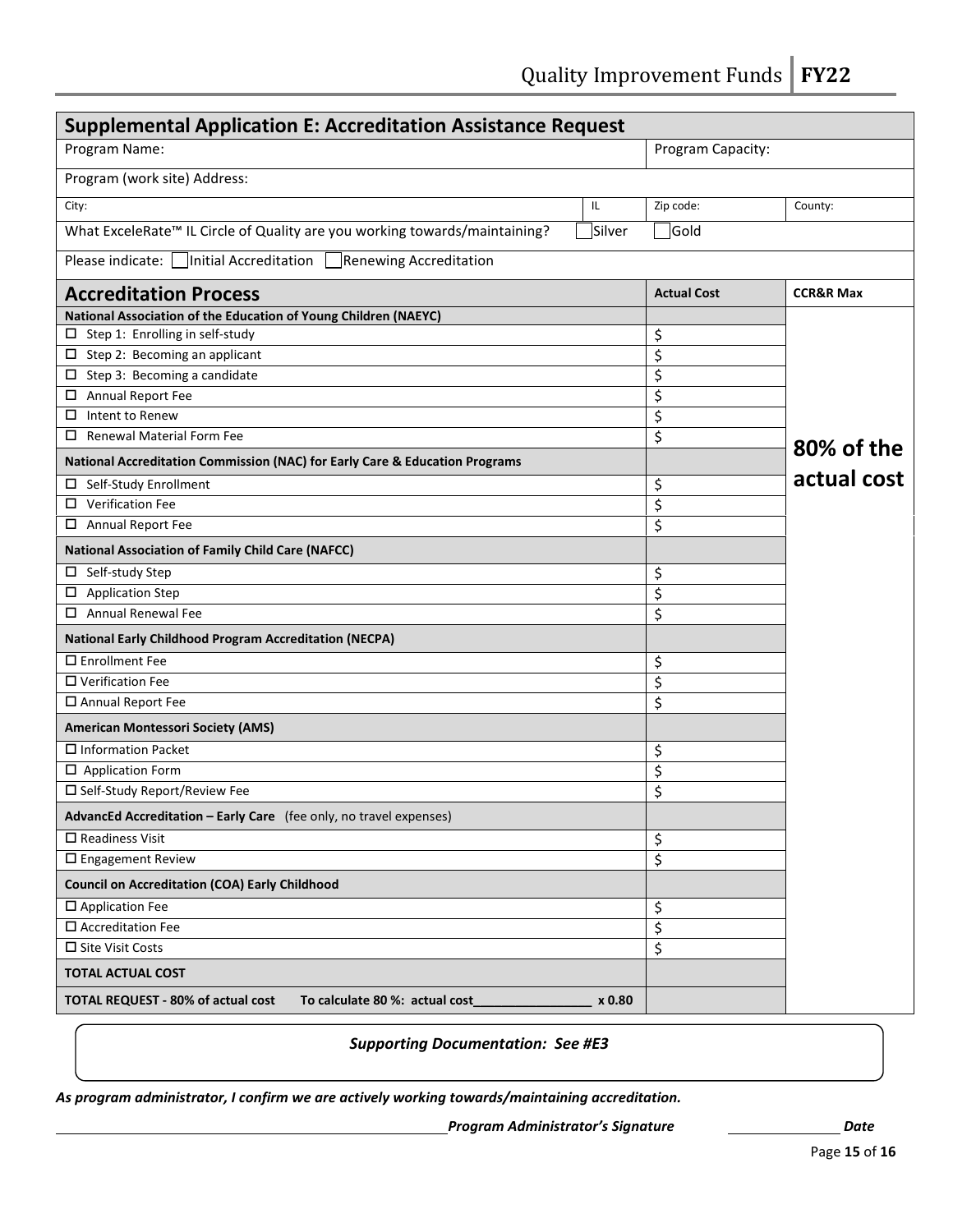## Supplemental Application E: Accreditation Assistance Request

| Program Name: | | Program Capacity: | |
|---|---|---|---|
| Program (work site) Address: | | | |
| City: | IL | Zip code: | County: |
| What ExceleRate™ IL Circle of Quality are you working towards/maintaining? | ☐ Silver | ☐ Gold | |
| Please indicate: ☐ Initial Accreditation ☐ Renewing Accreditation | | | |

| Accreditation Process | Actual Cost | CCR&R Max |
|---|---|---|
| **National Association of the Education of Young Children (NAEYC)** | | **80% of the actual cost** |
| ☐ Step 1: Enrolling in self-study | $ | |
| ☐ Step 2: Becoming an applicant | $ | |
| ☐ Step 3: Becoming a candidate | $ | |
| ☐ Annual Report Fee | $ | |
| ☐ Intent to Renew | $ | |
| ☐ Renewal Material Form Fee | $ | |
| **National Accreditation Commission (NAC) for Early Care & Education Programs** | | |
| ☐ Self-Study Enrollment | $ | |
| ☐ Verification Fee | $ | |
| ☐ Annual Report Fee | $ | |
| **National Association of Family Child Care (NAFCC)** | | |
| ☐ Self-study Step | $ | |
| ☐ Application Step | $ | |
| ☐ Annual Renewal Fee | $ | |
| **National Early Childhood Program Accreditation (NECPA)** | | |
| ☐ Enrollment Fee | $ | |
| ☐ Verification Fee | $ | |
| ☐ Annual Report Fee | $ | |
| **American Montessori Society (AMS)** | | |
| ☐ Information Packet | $ | |
| ☐ Application Form | $ | |
| ☐ Self-Study Report/Review Fee | $ | |
| **AdvancEd Accreditation – Early Care** (fee only, no travel expenses) | | |
| ☐ Readiness Visit | $ | |
| ☐ Engagement Review | $ | |
| **Council on Accreditation (COA) Early Childhood** | | |
| ☐ Application Fee | $ | |
| ☐ Accreditation Fee | $ | |
| ☐ Site Visit Costs | $ | |
| **TOTAL ACTUAL COST** | | |
| **TOTAL REQUEST - 80% of actual cost** To calculate 80 %: actual cost________________ x 0.80 | | |

***Supporting Documentation: See #E3***

***As program administrator, I confirm we are actively working towards/maintaining accreditation.***

______________________________________ ***Program Administrator's Signature*** ______________ ***Date***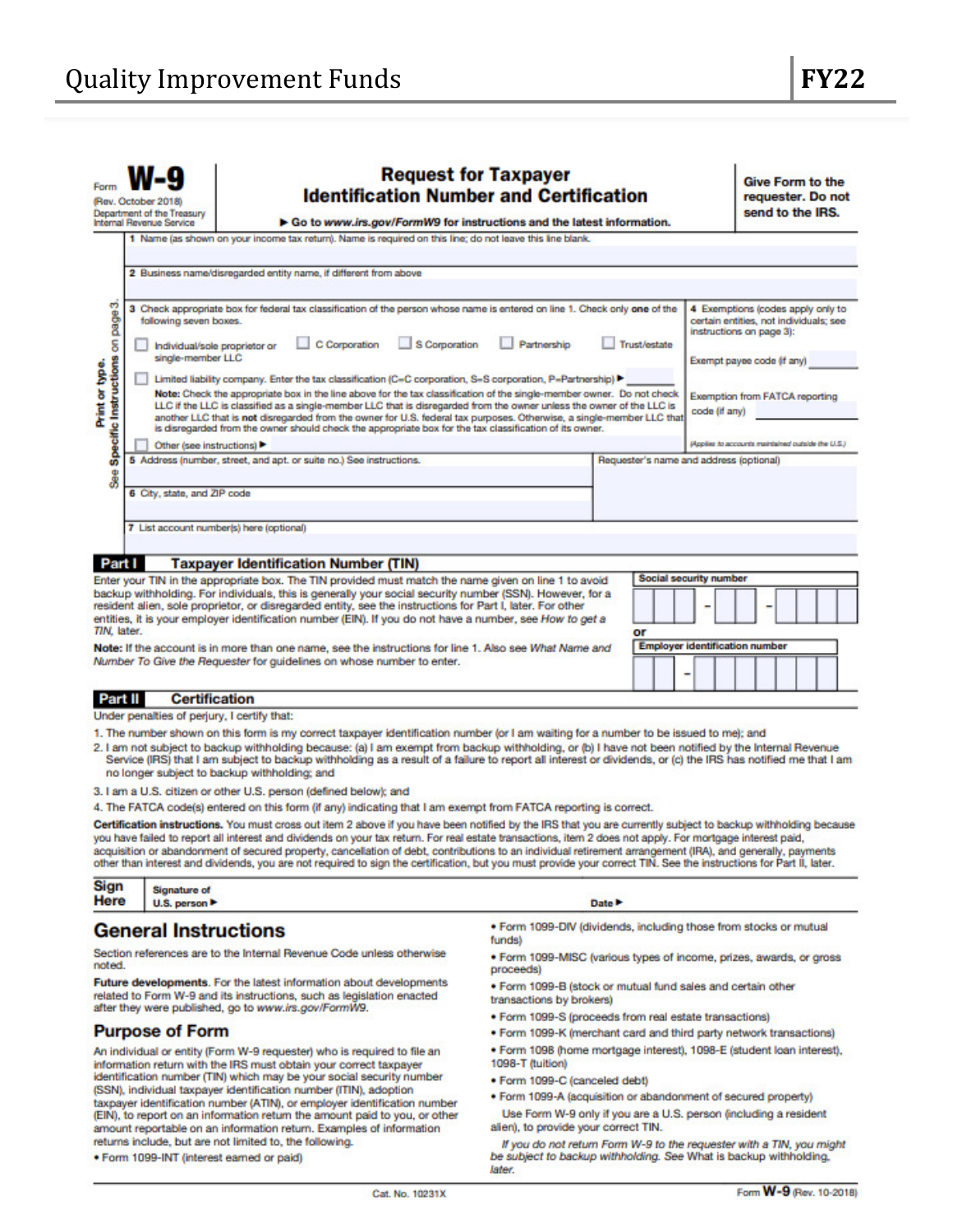Form **W-9**
(Rev. October 2018)
Department of the Treasury
Internal Revenue Service

# Request for Taxpayer Identification Number and Certification

▶ Go to *www.irs.gov/FormW9* for instructions and the latest information.

**Give Form to the requester. Do not send to the IRS.**

Print or type.
See **Specific Instructions** on page 3.

1 Name (as shown on your income tax return). Name is required on this line; do not leave this line blank.

2 Business name/disregarded entity name, if different from above

3 Check appropriate box for federal tax classification of the person whose name is entered on line 1. Check only **one** of the following seven boxes.

☐ Individual/sole proprietor or single-member LLC ☐ C Corporation ☐ S Corporation ☐ Partnership ☐ Trust/estate

☐ Limited liability company. Enter the tax classification (C=C corporation, S=S corporation, P=Partnership) ▶ ______

**Note:** Check the appropriate box in the line above for the tax classification of the single-member owner. Do not check LLC if the LLC is classified as a single-member LLC that is disregarded from the owner unless the owner of the LLC is another LLC that is **not** disregarded from the owner for U.S. federal tax purposes. Otherwise, a single-member LLC that is disregarded from the owner should check the appropriate box for the tax classification of its owner.

☐ Other (see instructions) ▶

4 Exemptions (codes apply only to certain entities, not individuals; see instructions on page 3):

Exempt payee code (if any) ______

Exemption from FATCA reporting code (if any) ______

(Applies to accounts maintained outside the U.S.)

5 Address (number, street, and apt. or suite no.) See instructions.

Requester's name and address (optional)

6 City, state, and ZIP code

7 List account number(s) here (optional)

## Part I Taxpayer Identification Number (TIN)

Enter your TIN in the appropriate box. The TIN provided must match the name given on line 1 to avoid backup withholding. For individuals, this is generally your social security number (SSN). However, for a resident alien, sole proprietor, or disregarded entity, see the instructions for Part I, later. For other entities, it is your employer identification number (EIN). If you do not have a number, see *How to get a TIN,* later.

**Note:** If the account is in more than one name, see the instructions for line 1. Also see *What Name and Number To Give the Requester* for guidelines on whose number to enter.

**Social security number**

☐☐☐ – ☐☐ – ☐☐☐☐

**or**

**Employer identification number**

☐☐ – ☐☐☐☐☐☐☐

## Part II Certification

Under penalties of perjury, I certify that:

1. The number shown on this form is my correct taxpayer identification number (or I am waiting for a number to be issued to me); and
2. I am not subject to backup withholding because: (a) I am exempt from backup withholding, or (b) I have not been notified by the Internal Revenue Service (IRS) that I am subject to backup withholding as a result of a failure to report all interest or dividends, or (c) the IRS has notified me that I am no longer subject to backup withholding; and
3. I am a U.S. citizen or other U.S. person (defined below); and
4. The FATCA code(s) entered on this form (if any) indicating that I am exempt from FATCA reporting is correct.

**Certification instructions.** You must cross out item 2 above if you have been notified by the IRS that you are currently subject to backup withholding because you have failed to report all interest and dividends on your tax return. For real estate transactions, item 2 does not apply. For mortgage interest paid, acquisition or abandonment of secured property, cancellation of debt, contributions to an individual retirement arrangement (IRA), and generally, payments other than interest and dividends, you are not required to sign the certification, but you must provide your correct TIN. See the instructions for Part II, later.

**Sign Here** Signature of U.S. person ▶ Date ▶

## General Instructions

Section references are to the Internal Revenue Code unless otherwise noted.

**Future developments**. For the latest information about developments related to Form W-9 and its instructions, such as legislation enacted after they were published, go to *www.irs.gov/FormW9.*

## Purpose of Form

An individual or entity (Form W-9 requester) who is required to file an information return with the IRS must obtain your correct taxpayer identification number (TIN) which may be your social security number (SSN), individual taxpayer identification number (ITIN), adoption taxpayer identification number (ATIN), or employer identification number (EIN), to report on an information return the amount paid to you, or other amount reportable on an information return. Examples of information returns include, but are not limited to, the following.

- Form 1099-INT (interest earned or paid)
- Form 1099-DIV (dividends, including those from stocks or mutual funds)
- Form 1099-MISC (various types of income, prizes, awards, or gross proceeds)
- Form 1099-B (stock or mutual fund sales and certain other transactions by brokers)
- Form 1099-S (proceeds from real estate transactions)
- Form 1099-K (merchant card and third party network transactions)
- Form 1098 (home mortgage interest), 1098-E (student loan interest), 1098-T (tuition)
- Form 1099-C (canceled debt)
- Form 1099-A (acquisition or abandonment of secured property)

Use Form W-9 only if you are a U.S. person (including a resident alien), to provide your correct TIN.

*If you do not return Form W-9 to the requester with a TIN, you might be subject to backup withholding. See* What is backup withholding, *later.*

Cat. No. 10231X

Form **W-9** (Rev. 10-2018)